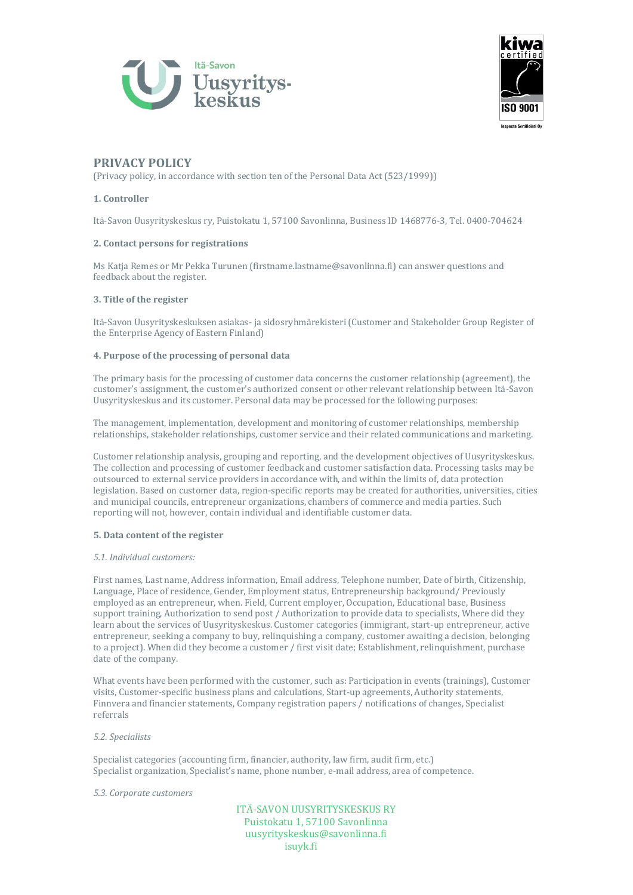# PRIVACY POLICY

(Privacy policy, in accordance with section ten of the Personal Data Act (523/1999))

## 1. Controller

Itä-Savon Uusyrityskeskus ry, Puistokatu 1, 57100 Savonlinna, Business ID 1468776-3, Tel. 0400-704624

## 2. Contact persons for registrations

Ms Katja Remes or Mr Pekka Turunen (firstname.lastname@savonlinna.fi) can answer questions and feedback about the register.

## 3. Title of the register

Itä-Savon Uusyrityskeskuksen asiakas- ja sidosryhmärekisteri (Customer and Stakeholder Group Register of the Enterprise Agency of Eastern Finland)

## 4. Purpose of the processing of personal data

The primary basis for the processing of customer data concerns the customer relationship (agreement), the customer's assignment, the customer's authorized consent or other relevant relationship between Itä-Savon Uusyrityskeskus and its customer. Personal data may be processed for the following purposes:

The management, implementation, development and monitoring of customer relationships, membership relationships, stakeholder relationships, customer service and their related communications and marketing.

Customer relationship analysis, grouping and reporting, and the development objectives of Uusyrityskeskus. The collection and processing of customer feedback and customer satisfaction data. Processing tasks may be outsourced to external service providers in accordance with, and within the limits of, data protection legislation. Based on customer data, region-specific reports may be created for authorities, universities, cities and municipal councils, entrepreneur organizations, chambers of commerce and media parties. Such reporting will not, however, contain individual and identifiable customer data.

## 5. Data content of the register

*5.1. Individual customers:*

First names, Last name, Address information, Email address, Telephone number, Date of birth, Citizenship, Language, Place of residence, Gender, Employment status, Entrepreneurship background/ Previously employed as an entrepreneur, when. Field, Current employer, Occupation, Educational base, Business support training, Authorization to send post / Authorization to provide data to specialists, Where did they learn about the services of Uusyrityskeskus. Customer categories (immigrant, start-up entrepreneur, active entrepreneur, seeking a company to buy, relinquishing a company, customer awaiting a decision, belonging to a project). When did they become a customer / first visit date; Establishment, relinquishment, purchase date of the company.

What events have been performed with the customer, such as: Participation in events (trainings), Customer visits, Customer-specific business plans and calculations, Start-up agreements, Authority statements, Finnvera and financier statements, Company registration papers / notifications of changes, Specialist referrals

*5.2. Specialists*

Specialist categories (accounting firm, financier, authority, law firm, audit firm, etc.)
Specialist organization, Specialist's name, phone number, e-mail address, area of competence.

*5.3. Corporate customers*

ITÄ-SAVON UUSYRITYSKESKUS RY
Puistokatu 1, 57100 Savonlinna
uusyrityskeskus@savonlinna.fi
isuyk.fi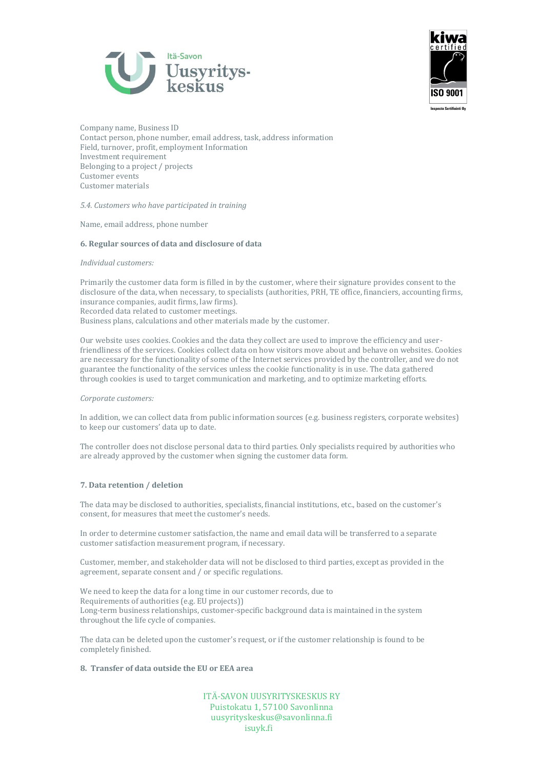Company name, Business ID
Contact person, phone number, email address, task, address information
Field, turnover, profit, employment Information
Investment requirement
Belonging to a project / projects
Customer events
Customer materials

*5.4. Customers who have participated in training*

Name, email address, phone number

**6. Regular sources of data and disclosure of data**

*Individual customers:*

Primarily the customer data form is filled in by the customer, where their signature provides consent to the disclosure of the data, when necessary, to specialists (authorities, PRH, TE office, financiers, accounting firms, insurance companies, audit firms, law firms).
Recorded data related to customer meetings.
Business plans, calculations and other materials made by the customer.

Our website uses cookies. Cookies and the data they collect are used to improve the efficiency and user-friendliness of the services. Cookies collect data on how visitors move about and behave on websites. Cookies are necessary for the functionality of some of the Internet services provided by the controller, and we do not guarantee the functionality of the services unless the cookie functionality is in use. The data gathered through cookies is used to target communication and marketing, and to optimize marketing efforts.

*Corporate customers:*

In addition, we can collect data from public information sources (e.g. business registers, corporate websites) to keep our customers' data up to date.

The controller does not disclose personal data to third parties. Only specialists required by authorities who are already approved by the customer when signing the customer data form.

**7. Data retention / deletion**

The data may be disclosed to authorities, specialists, financial institutions, etc., based on the customer's consent, for measures that meet the customer's needs.

In order to determine customer satisfaction, the name and email data will be transferred to a separate customer satisfaction measurement program, if necessary.

Customer, member, and stakeholder data will not be disclosed to third parties, except as provided in the agreement, separate consent and / or specific regulations.

We need to keep the data for a long time in our customer records, due to
Requirements of authorities (e.g. EU projects))
Long-term business relationships, customer-specific background data is maintained in the system throughout the life cycle of companies.

The data can be deleted upon the customer's request, or if the customer relationship is found to be completely finished.

**8. Transfer of data outside the EU or EEA area**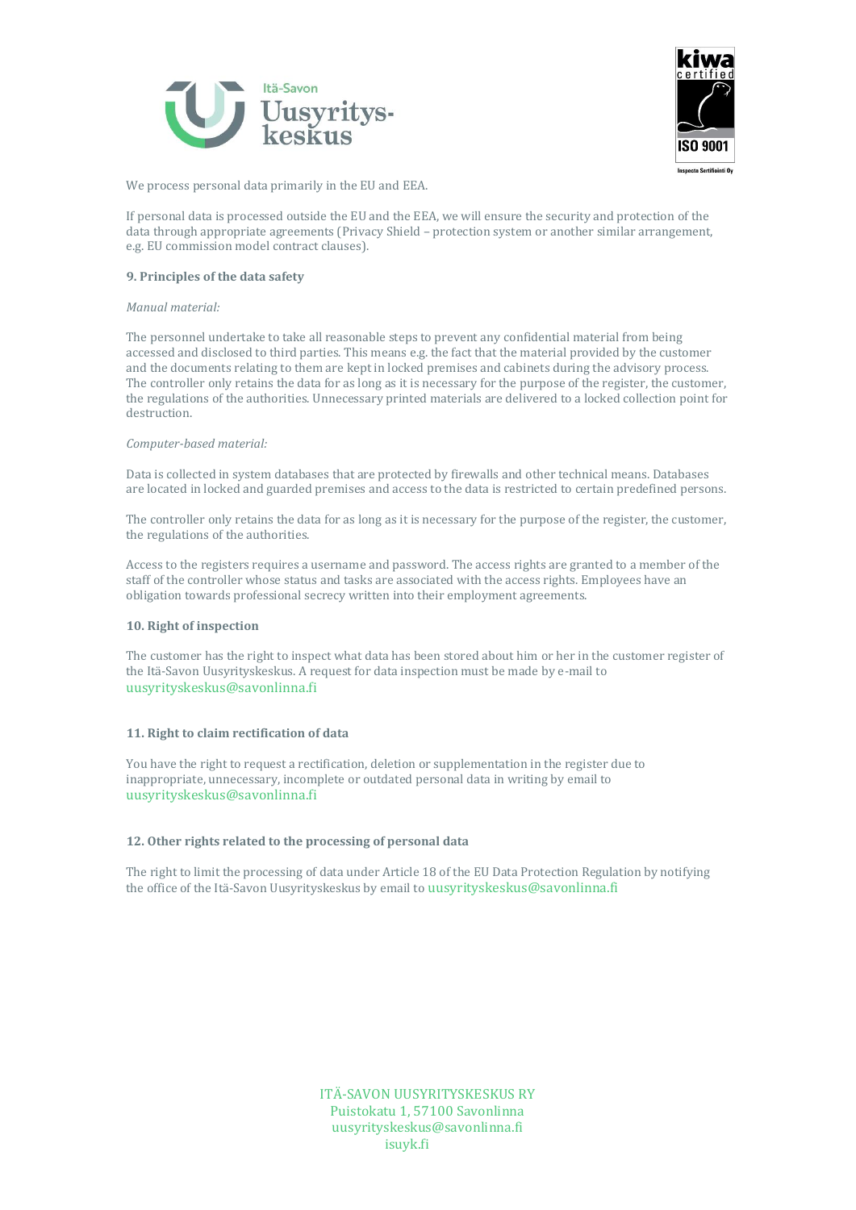We process personal data primarily in the EU and EEA.

If personal data is processed outside the EU and the EEA, we will ensure the security and protection of the data through appropriate agreements (Privacy Shield – protection system or another similar arrangement, e.g. EU commission model contract clauses).

**9. Principles of the data safety**

*Manual material:*

The personnel undertake to take all reasonable steps to prevent any confidential material from being accessed and disclosed to third parties. This means e.g. the fact that the material provided by the customer and the documents relating to them are kept in locked premises and cabinets during the advisory process. The controller only retains the data for as long as it is necessary for the purpose of the register, the customer, the regulations of the authorities. Unnecessary printed materials are delivered to a locked collection point for destruction.

*Computer-based material:*

Data is collected in system databases that are protected by firewalls and other technical means. Databases are located in locked and guarded premises and access to the data is restricted to certain predefined persons.

The controller only retains the data for as long as it is necessary for the purpose of the register, the customer, the regulations of the authorities.

Access to the registers requires a username and password. The access rights are granted to a member of the staff of the controller whose status and tasks are associated with the access rights. Employees have an obligation towards professional secrecy written into their employment agreements.

**10. Right of inspection**

The customer has the right to inspect what data has been stored about him or her in the customer register of the Itä-Savon Uusyrityskeskus. A request for data inspection must be made by e-mail to uusyrityskeskus@savonlinna.fi

**11. Right to claim rectification of data**

You have the right to request a rectification, deletion or supplementation in the register due to inappropriate, unnecessary, incomplete or outdated personal data in writing by email to uusyrityskeskus@savonlinna.fi

**12. Other rights related to the processing of personal data**

The right to limit the processing of data under Article 18 of the EU Data Protection Regulation by notifying the office of the Itä-Savon Uusyrityskeskus by email to uusyrityskeskus@savonlinna.fi